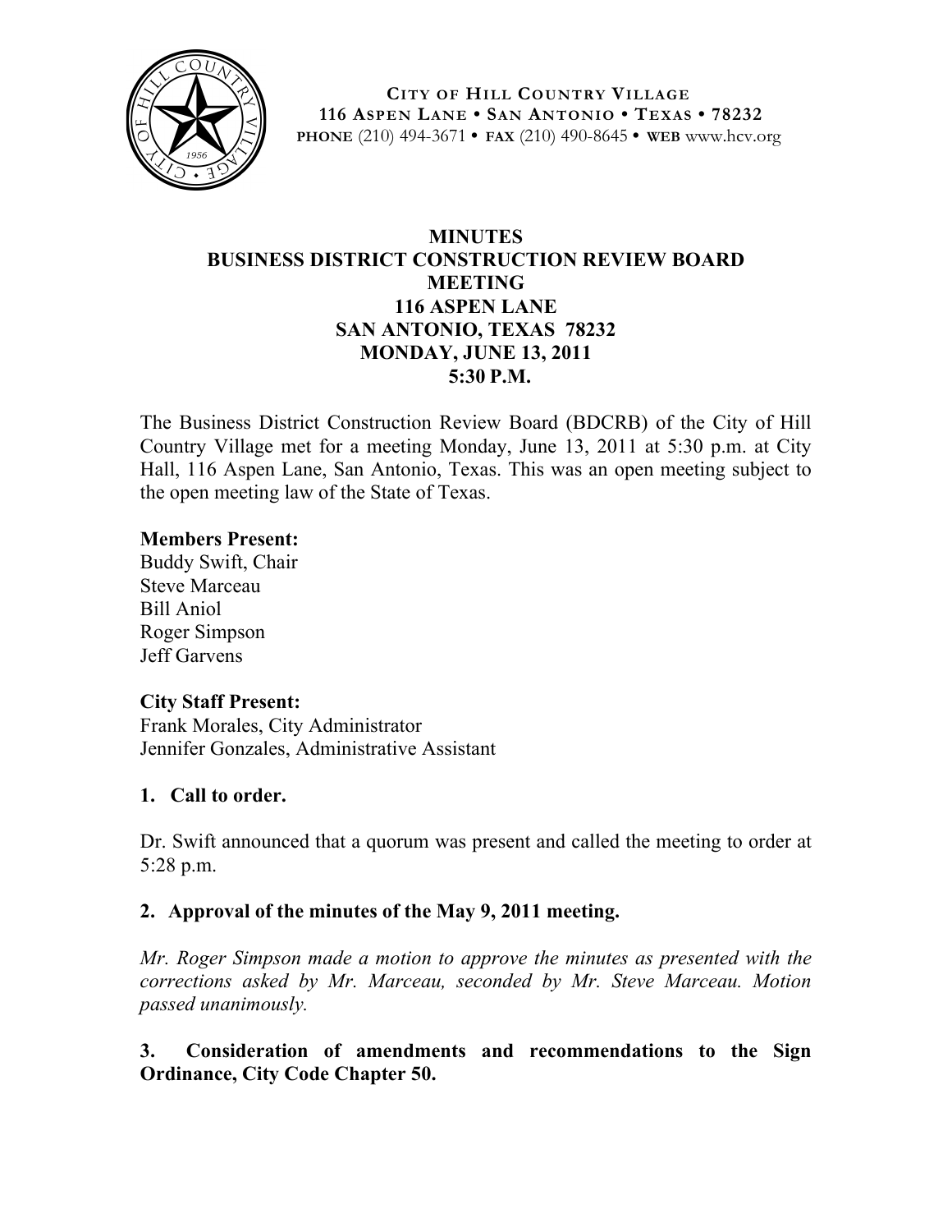**CITY OF HILL COUNTRY VILLAGE**
**116 ASPEN LANE • SAN ANTONIO • TEXAS • 78232**
**PHONE** (210) 494-3671 • **FAX** (210) 490-8645 • **WEB** www.hcv.org

# MINUTES
# BUSINESS DISTRICT CONSTRUCTION REVIEW BOARD MEETING
## 116 ASPEN LANE
## SAN ANTONIO, TEXAS 78232
## MONDAY, JUNE 13, 2011
## 5:30 P.M.

The Business District Construction Review Board (BDCRB) of the City of Hill Country Village met for a meeting Monday, June 13, 2011 at 5:30 p.m. at City Hall, 116 Aspen Lane, San Antonio, Texas. This was an open meeting subject to the open meeting law of the State of Texas.

**Members Present:**
Buddy Swift, Chair
Steve Marceau
Bill Aniol
Roger Simpson
Jeff Garvens

**City Staff Present:**
Frank Morales, City Administrator
Jennifer Gonzales, Administrative Assistant

**1. Call to order.**

Dr. Swift announced that a quorum was present and called the meeting to order at 5:28 p.m.

**2. Approval of the minutes of the May 9, 2011 meeting.**

*Mr. Roger Simpson made a motion to approve the minutes as presented with the corrections asked by Mr. Marceau, seconded by Mr. Steve Marceau. Motion passed unanimously.*

**3. Consideration of amendments and recommendations to the Sign Ordinance, City Code Chapter 50.**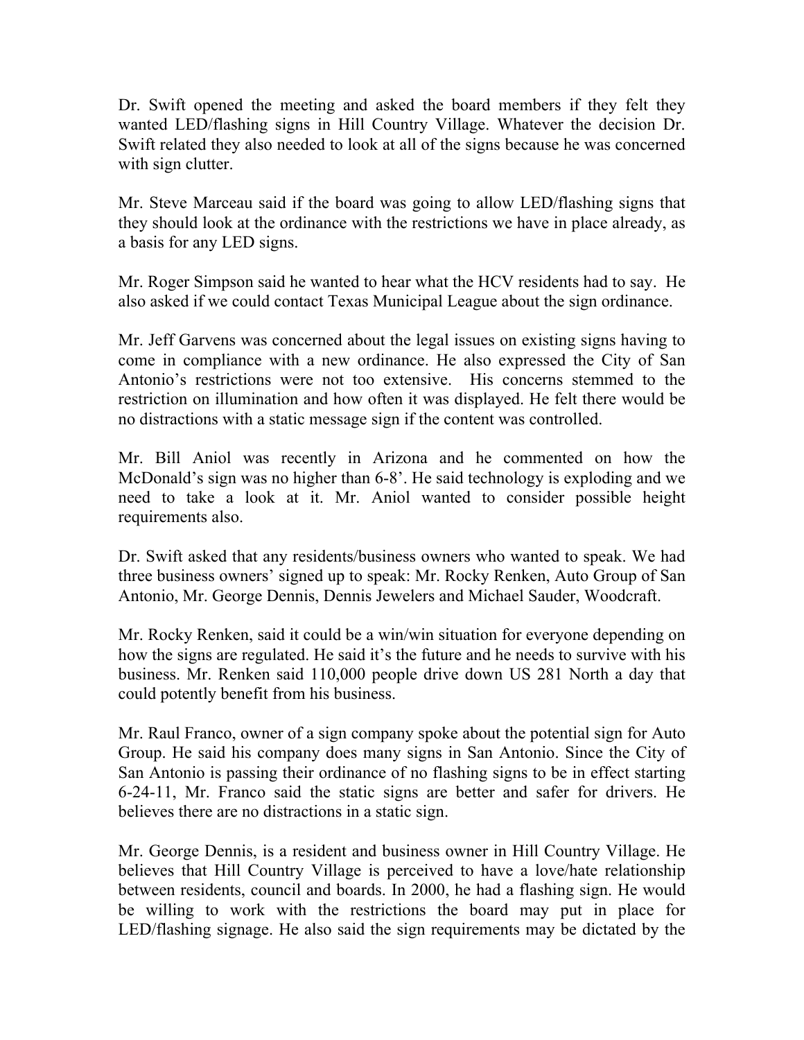Dr. Swift opened the meeting and asked the board members if they felt they wanted LED/flashing signs in Hill Country Village. Whatever the decision Dr. Swift related they also needed to look at all of the signs because he was concerned with sign clutter.

Mr. Steve Marceau said if the board was going to allow LED/flashing signs that they should look at the ordinance with the restrictions we have in place already, as a basis for any LED signs.

Mr. Roger Simpson said he wanted to hear what the HCV residents had to say. He also asked if we could contact Texas Municipal League about the sign ordinance.

Mr. Jeff Garvens was concerned about the legal issues on existing signs having to come in compliance with a new ordinance. He also expressed the City of San Antonio's restrictions were not too extensive. His concerns stemmed to the restriction on illumination and how often it was displayed. He felt there would be no distractions with a static message sign if the content was controlled.

Mr. Bill Aniol was recently in Arizona and he commented on how the McDonald's sign was no higher than 6-8'. He said technology is exploding and we need to take a look at it. Mr. Aniol wanted to consider possible height requirements also.

Dr. Swift asked that any residents/business owners who wanted to speak. We had three business owners' signed up to speak: Mr. Rocky Renken, Auto Group of San Antonio, Mr. George Dennis, Dennis Jewelers and Michael Sauder, Woodcraft.

Mr. Rocky Renken, said it could be a win/win situation for everyone depending on how the signs are regulated. He said it's the future and he needs to survive with his business. Mr. Renken said 110,000 people drive down US 281 North a day that could potently benefit from his business.

Mr. Raul Franco, owner of a sign company spoke about the potential sign for Auto Group. He said his company does many signs in San Antonio. Since the City of San Antonio is passing their ordinance of no flashing signs to be in effect starting 6-24-11, Mr. Franco said the static signs are better and safer for drivers. He believes there are no distractions in a static sign.

Mr. George Dennis, is a resident and business owner in Hill Country Village. He believes that Hill Country Village is perceived to have a love/hate relationship between residents, council and boards. In 2000, he had a flashing sign. He would be willing to work with the restrictions the board may put in place for LED/flashing signage. He also said the sign requirements may be dictated by the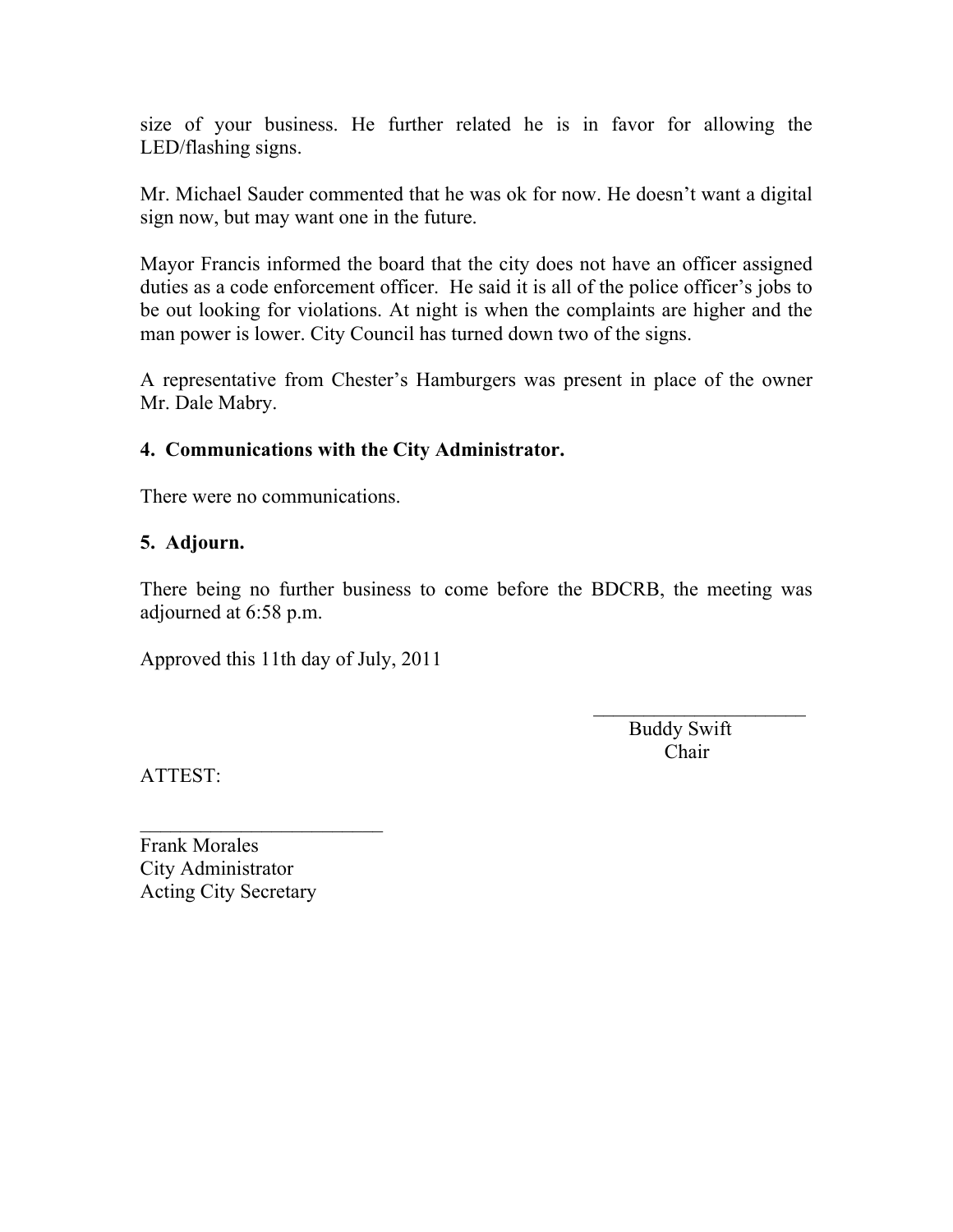size of your business. He further related he is in favor for allowing the LED/flashing signs.

Mr. Michael Sauder commented that he was ok for now. He doesn't want a digital sign now, but may want one in the future.

Mayor Francis informed the board that the city does not have an officer assigned duties as a code enforcement officer. He said it is all of the police officer's jobs to be out looking for violations. At night is when the complaints are higher and the man power is lower. City Council has turned down two of the signs.

A representative from Chester's Hamburgers was present in place of the owner Mr. Dale Mabry.

**4. Communications with the City Administrator.**

There were no communications.

**5. Adjourn.**

There being no further business to come before the BDCRB, the meeting was adjourned at 6:58 p.m.

Approved this 11th day of July, 2011

\_\_\_\_\_\_\_\_\_\_\_\_\_\_\_\_\_\_\_\_\_\_\_
Buddy Swift
Chair

ATTEST:

\_\_\_\_\_\_\_\_\_\_\_\_\_\_\_\_\_\_\_\_\_\_\_\_\_\_
Frank Morales
City Administrator
Acting City Secretary